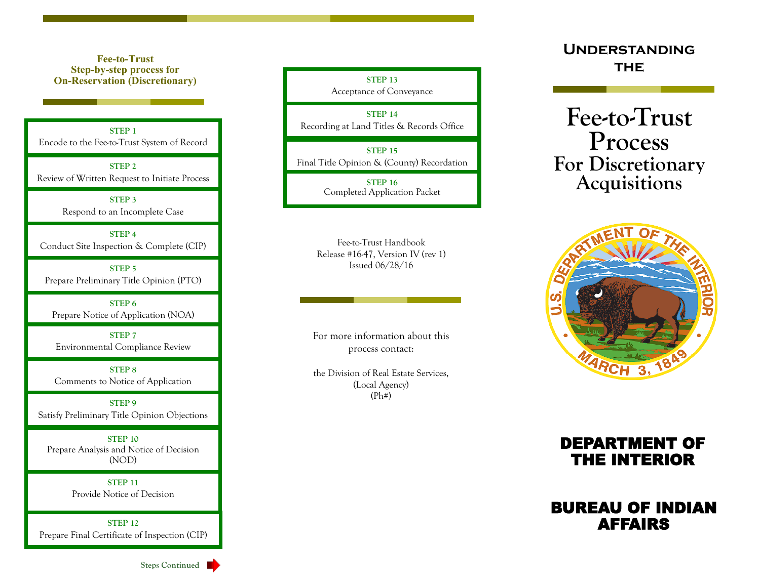## Fee-to-Trust Step-by-step process for On-Reservation (Discretionary)

**STEP 1**
Encode to the Fee-to-Trust System of Record

**STEP 2**
Review of Written Request to Initiate Process

**STEP 3**
Respond to an Incomplete Case

**STEP 4**
Conduct Site Inspection & Complete (CIP)

**STEP 5**
Prepare Preliminary Title Opinion (PTO)

**STEP 6**
Prepare Notice of Application (NOA)

**STEP 7**
Environmental Compliance Review

**STEP 8**
Comments to Notice of Application

**STEP 9**
Satisfy Preliminary Title Opinion Objections

**STEP 10**
Prepare Analysis and Notice of Decision (NOD)

**STEP 11**
Provide Notice of Decision

**STEP 12**
Prepare Final Certificate of Inspection (CIP)

Steps Continued

**STEP 13**
Acceptance of Conveyance

**STEP 14**
Recording at Land Titles & Records Office

**STEP 15**
Final Title Opinion & (County) Recordation

**STEP 16**
Completed Application Packet

Fee-to-Trust Handbook
Release #16-47, Version IV (rev 1)
Issued 06/28/16

For more information about this process contact:

the Division of Real Estate Services,
(Local Agency)
(Ph#)

# Understanding the

# Fee-to-Trust Process For Discretionary Acquisitions

## DEPARTMENT OF THE INTERIOR

## BUREAU OF INDIAN AFFAIRS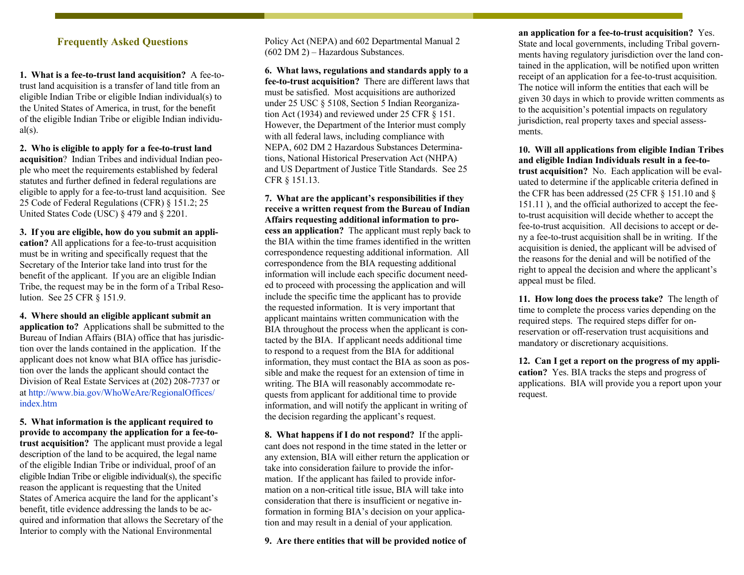## Frequently Asked Questions

**1. What is a fee-to-trust land acquisition?** A fee-to-trust land acquisition is a transfer of land title from an eligible Indian Tribe or eligible Indian individual(s) to the United States of America, in trust, for the benefit of the eligible Indian Tribe or eligible Indian individual(s).

**2. Who is eligible to apply for a fee-to-trust land acquisition**? Indian Tribes and individual Indian people who meet the requirements established by federal statutes and further defined in federal regulations are eligible to apply for a fee-to-trust land acquisition. See 25 Code of Federal Regulations (CFR) § 151.2; 25 United States Code (USC) § 479 and § 2201.

**3. If you are eligible, how do you submit an application?** All applications for a fee-to-trust acquisition must be in writing and specifically request that the Secretary of the Interior take land into trust for the benefit of the applicant. If you are an eligible Indian Tribe, the request may be in the form of a Tribal Resolution. See 25 CFR § 151.9.

**4. Where should an eligible applicant submit an application to?** Applications shall be submitted to the Bureau of Indian Affairs (BIA) office that has jurisdiction over the lands contained in the application. If the applicant does not know what BIA office has jurisdiction over the lands the applicant should contact the Division of Real Estate Services at (202) 208-7737 or at http://www.bia.gov/WhoWeAre/RegionalOffices/index.htm

**5. What information is the applicant required to provide to accompany the application for a fee-to-trust acquisition?** The applicant must provide a legal description of the land to be acquired, the legal name of the eligible Indian Tribe or individual, proof of an eligible Indian Tribe or eligible individual(s), the specific reason the applicant is requesting that the United States of America acquire the land for the applicant's benefit, title evidence addressing the lands to be acquired and information that allows the Secretary of the Interior to comply with the National Environmental Policy Act (NEPA) and 602 Departmental Manual 2 (602 DM 2) – Hazardous Substances.

**6. What laws, regulations and standards apply to a fee-to-trust acquisition?** There are different laws that must be satisfied. Most acquisitions are authorized under 25 USC § 5108, Section 5 Indian Reorganization Act (1934) and reviewed under 25 CFR § 151. However, the Department of the Interior must comply with all federal laws, including compliance with NEPA, 602 DM 2 Hazardous Substances Determinations, National Historical Preservation Act (NHPA) and US Department of Justice Title Standards. See 25 CFR § 151.13.

**7. What are the applicant's responsibilities if they receive a written request from the Bureau of Indian Affairs requesting additional information to process an application?** The applicant must reply back to the BIA within the time frames identified in the written correspondence requesting additional information. All correspondence from the BIA requesting additional information will include each specific document needed to proceed with processing the application and will include the specific time the applicant has to provide the requested information. It is very important that applicant maintains written communication with the BIA throughout the process when the applicant is contacted by the BIA. If applicant needs additional time to respond to a request from the BIA for additional information, they must contact the BIA as soon as possible and make the request for an extension of time in writing. The BIA will reasonably accommodate requests from applicant for additional time to provide information, and will notify the applicant in writing of the decision regarding the applicant's request.

**8. What happens if I do not respond?** If the applicant does not respond in the time stated in the letter or any extension, BIA will either return the application or take into consideration failure to provide the information. If the applicant has failed to provide information on a non-critical title issue, BIA will take into consideration that there is insufficient or negative information in forming BIA's decision on your application and may result in a denial of your application.

**9. Are there entities that will be provided notice of an application for a fee-to-trust acquisition?** Yes. State and local governments, including Tribal governments having regulatory jurisdiction over the land contained in the application, will be notified upon written receipt of an application for a fee-to-trust acquisition. The notice will inform the entities that each will be given 30 days in which to provide written comments as to the acquisition's potential impacts on regulatory jurisdiction, real property taxes and special assessments.

**10. Will all applications from eligible Indian Tribes and eligible Indian Individuals result in a fee-to-trust acquisition?** No. Each application will be evaluated to determine if the applicable criteria defined in the CFR has been addressed (25 CFR § 151.10 and § 151.11 ), and the official authorized to accept the fee-to-trust acquisition will decide whether to accept the fee-to-trust acquisition. All decisions to accept or deny a fee-to-trust acquisition shall be in writing. If the acquisition is denied, the applicant will be advised of the reasons for the denial and will be notified of the right to appeal the decision and where the applicant's appeal must be filed.

**11. How long does the process take?** The length of time to complete the process varies depending on the required steps. The required steps differ for on-reservation or off-reservation trust acquisitions and mandatory or discretionary acquisitions.

**12. Can I get a report on the progress of my application?** Yes. BIA tracks the steps and progress of applications. BIA will provide you a report upon your request.